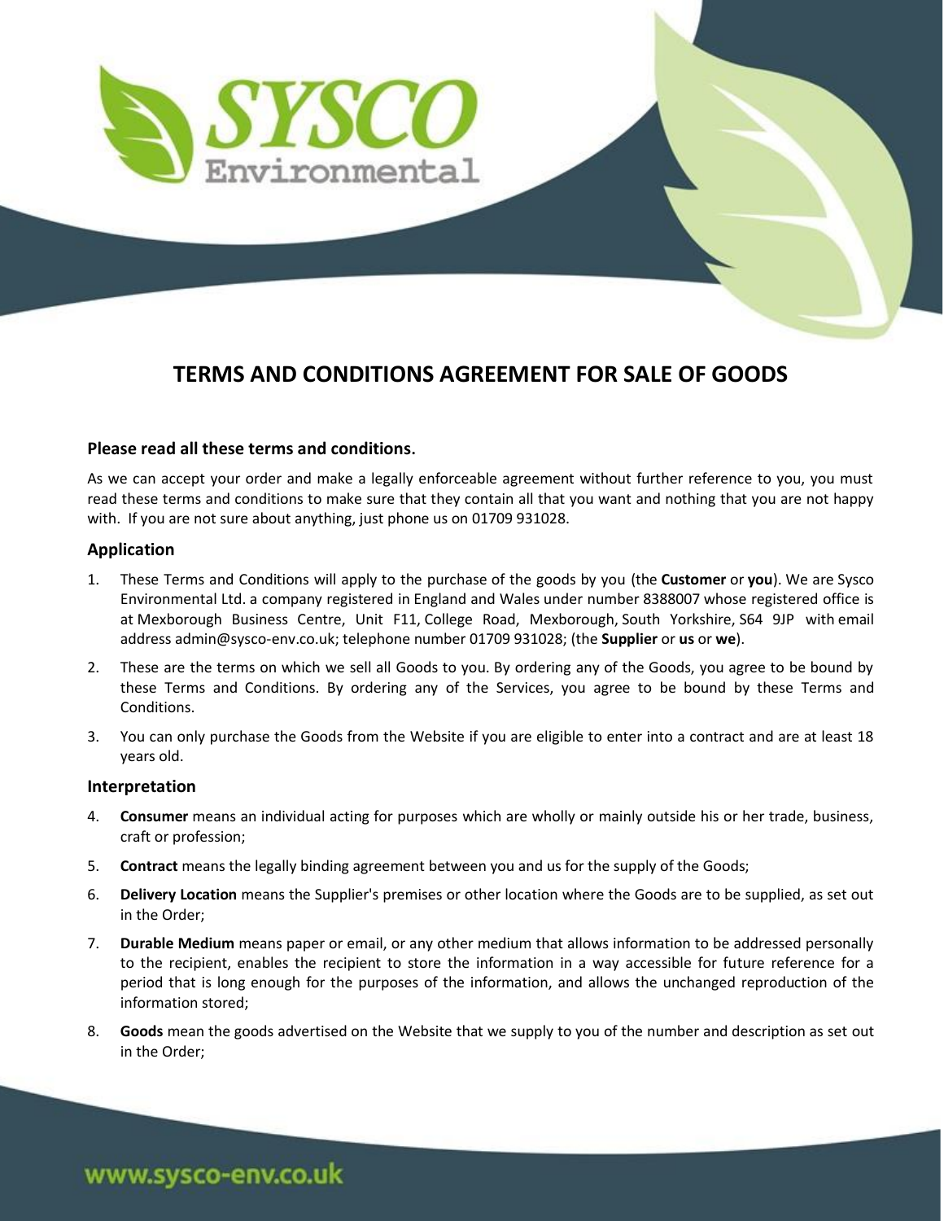# TERMS AND CONDITIONS AGREEMENT FOR SALE OF GOODS

### Please read all these terms and conditions.

As we can accept your order and make a legally enforceable agreement without further reference to you, you must read these terms and conditions to make sure that they contain all that you want and nothing that you are not happy with. If you are not sure about anything, just phone us on 01709 931028.

### Application

1. These Terms and Conditions will apply to the purchase of the goods by you (the **Customer** or **you**). We are Sysco Environmental Ltd. a company registered in England and Wales under number 8388007 whose registered office is at Mexborough Business Centre, Unit F11, College Road, Mexborough, South Yorkshire, S64 9JP with email address admin@sysco-env.co.uk; telephone number 01709 931028; (the **Supplier** or **us** or **we**).
2. These are the terms on which we sell all Goods to you. By ordering any of the Goods, you agree to be bound by these Terms and Conditions. By ordering any of the Services, you agree to be bound by these Terms and Conditions.
3. You can only purchase the Goods from the Website if you are eligible to enter into a contract and are at least 18 years old.

### Interpretation

4. **Consumer** means an individual acting for purposes which are wholly or mainly outside his or her trade, business, craft or profession;
5. **Contract** means the legally binding agreement between you and us for the supply of the Goods;
6. **Delivery Location** means the Supplier's premises or other location where the Goods are to be supplied, as set out in the Order;
7. **Durable Medium** means paper or email, or any other medium that allows information to be addressed personally to the recipient, enables the recipient to store the information in a way accessible for future reference for a period that is long enough for the purposes of the information, and allows the unchanged reproduction of the information stored;
8. **Goods** mean the goods advertised on the Website that we supply to you of the number and description as set out in the Order;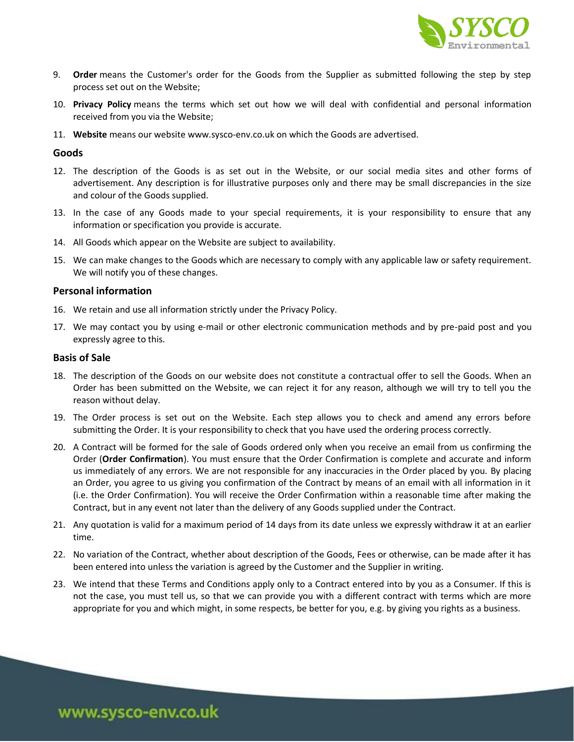9. **Order** means the Customer's order for the Goods from the Supplier as submitted following the step by step process set out on the Website;

10. **Privacy Policy** means the terms which set out how we will deal with confidential and personal information received from you via the Website;

11. **Website** means our website www.sysco-env.co.uk on which the Goods are advertised.

### Goods

12. The description of the Goods is as set out in the Website, or our social media sites and other forms of advertisement. Any description is for illustrative purposes only and there may be small discrepancies in the size and colour of the Goods supplied.

13. In the case of any Goods made to your special requirements, it is your responsibility to ensure that any information or specification you provide is accurate.

14. All Goods which appear on the Website are subject to availability.

15. We can make changes to the Goods which are necessary to comply with any applicable law or safety requirement. We will notify you of these changes.

### Personal information

16. We retain and use all information strictly under the Privacy Policy.

17. We may contact you by using e-mail or other electronic communication methods and by pre-paid post and you expressly agree to this.

### Basis of Sale

18. The description of the Goods on our website does not constitute a contractual offer to sell the Goods. When an Order has been submitted on the Website, we can reject it for any reason, although we will try to tell you the reason without delay.

19. The Order process is set out on the Website. Each step allows you to check and amend any errors before submitting the Order. It is your responsibility to check that you have used the ordering process correctly.

20. A Contract will be formed for the sale of Goods ordered only when you receive an email from us confirming the Order (**Order Confirmation**). You must ensure that the Order Confirmation is complete and accurate and inform us immediately of any errors. We are not responsible for any inaccuracies in the Order placed by you. By placing an Order, you agree to us giving you confirmation of the Contract by means of an email with all information in it (i.e. the Order Confirmation). You will receive the Order Confirmation within a reasonable time after making the Contract, but in any event not later than the delivery of any Goods supplied under the Contract.

21. Any quotation is valid for a maximum period of 14 days from its date unless we expressly withdraw it at an earlier time.

22. No variation of the Contract, whether about description of the Goods, Fees or otherwise, can be made after it has been entered into unless the variation is agreed by the Customer and the Supplier in writing.

23. We intend that these Terms and Conditions apply only to a Contract entered into by you as a Consumer. If this is not the case, you must tell us, so that we can provide you with a different contract with terms which are more appropriate for you and which might, in some respects, be better for you, e.g. by giving you rights as a business.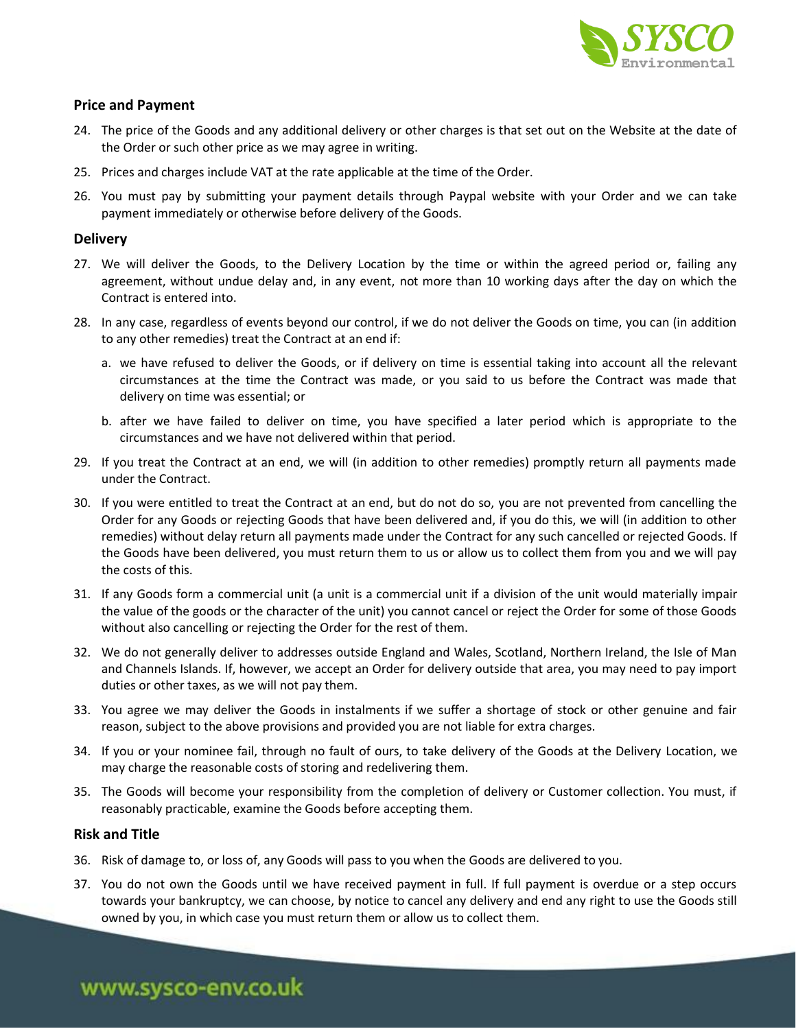## Price and Payment

24. The price of the Goods and any additional delivery or other charges is that set out on the Website at the date of the Order or such other price as we may agree in writing.
25. Prices and charges include VAT at the rate applicable at the time of the Order.
26. You must pay by submitting your payment details through Paypal website with your Order and we can take payment immediately or otherwise before delivery of the Goods.

## Delivery

27. We will deliver the Goods, to the Delivery Location by the time or within the agreed period or, failing any agreement, without undue delay and, in any event, not more than 10 working days after the day on which the Contract is entered into.
28. In any case, regardless of events beyond our control, if we do not deliver the Goods on time, you can (in addition to any other remedies) treat the Contract at an end if:
    a. we have refused to deliver the Goods, or if delivery on time is essential taking into account all the relevant circumstances at the time the Contract was made, or you said to us before the Contract was made that delivery on time was essential; or
    b. after we have failed to deliver on time, you have specified a later period which is appropriate to the circumstances and we have not delivered within that period.
29. If you treat the Contract at an end, we will (in addition to other remedies) promptly return all payments made under the Contract.
30. If you were entitled to treat the Contract at an end, but do not do so, you are not prevented from cancelling the Order for any Goods or rejecting Goods that have been delivered and, if you do this, we will (in addition to other remedies) without delay return all payments made under the Contract for any such cancelled or rejected Goods. If the Goods have been delivered, you must return them to us or allow us to collect them from you and we will pay the costs of this.
31. If any Goods form a commercial unit (a unit is a commercial unit if a division of the unit would materially impair the value of the goods or the character of the unit) you cannot cancel or reject the Order for some of those Goods without also cancelling or rejecting the Order for the rest of them.
32. We do not generally deliver to addresses outside England and Wales, Scotland, Northern Ireland, the Isle of Man and Channels Islands. If, however, we accept an Order for delivery outside that area, you may need to pay import duties or other taxes, as we will not pay them.
33. You agree we may deliver the Goods in instalments if we suffer a shortage of stock or other genuine and fair reason, subject to the above provisions and provided you are not liable for extra charges.
34. If you or your nominee fail, through no fault of ours, to take delivery of the Goods at the Delivery Location, we may charge the reasonable costs of storing and redelivering them.
35. The Goods will become your responsibility from the completion of delivery or Customer collection. You must, if reasonably practicable, examine the Goods before accepting them.

## Risk and Title

36. Risk of damage to, or loss of, any Goods will pass to you when the Goods are delivered to you.
37. You do not own the Goods until we have received payment in full. If full payment is overdue or a step occurs towards your bankruptcy, we can choose, by notice to cancel any delivery and end any right to use the Goods still owned by you, in which case you must return them or allow us to collect them.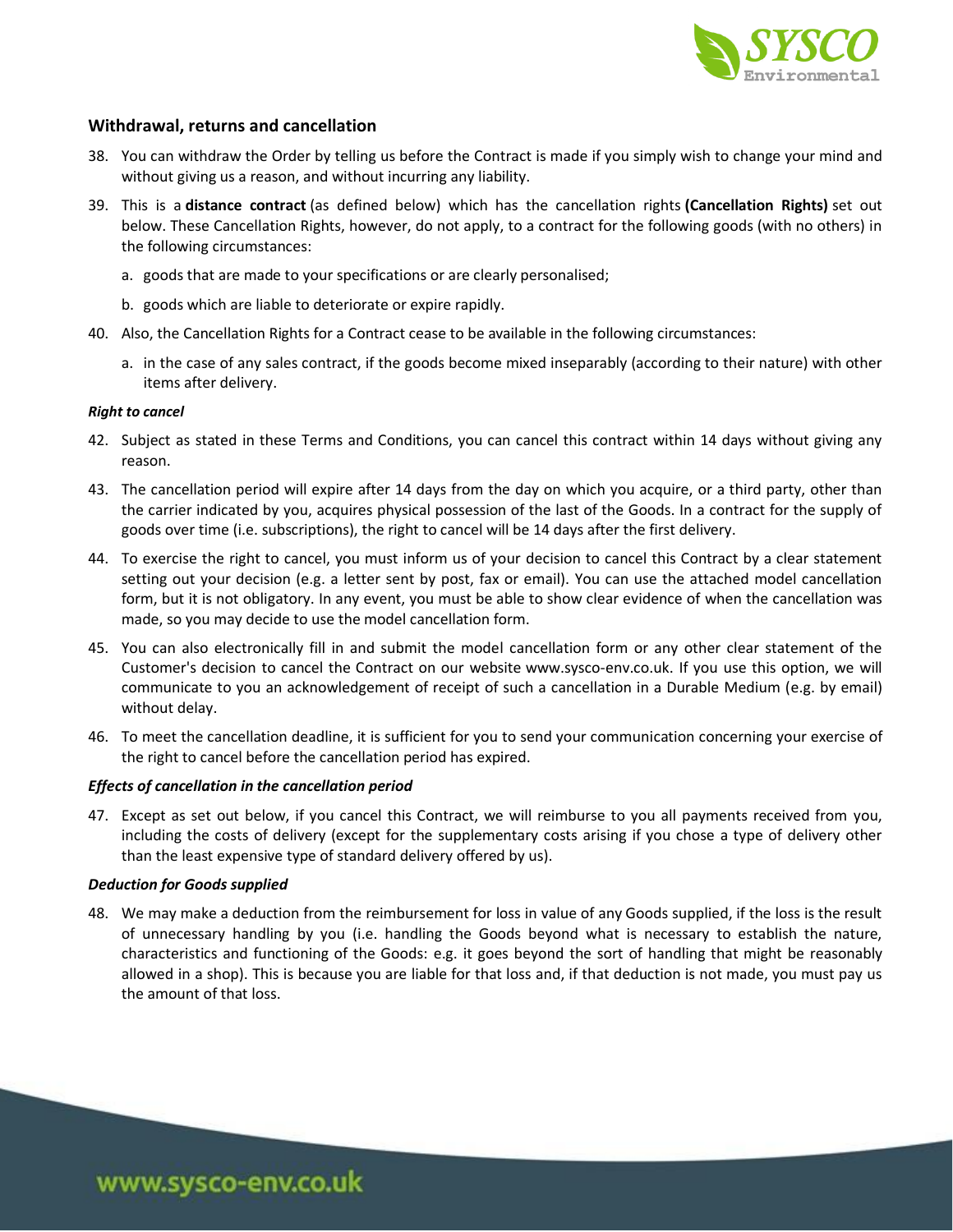## Withdrawal, returns and cancellation

38. You can withdraw the Order by telling us before the Contract is made if you simply wish to change your mind and without giving us a reason, and without incurring any liability.

39. This is a **distance contract** (as defined below) which has the cancellation rights **(Cancellation Rights)** set out below. These Cancellation Rights, however, do not apply, to a contract for the following goods (with no others) in the following circumstances:

    a. goods that are made to your specifications or are clearly personalised;

    b. goods which are liable to deteriorate or expire rapidly.

40. Also, the Cancellation Rights for a Contract cease to be available in the following circumstances:

    a. in the case of any sales contract, if the goods become mixed inseparably (according to their nature) with other items after delivery.

### *Right to cancel*

42. Subject as stated in these Terms and Conditions, you can cancel this contract within 14 days without giving any reason.

43. The cancellation period will expire after 14 days from the day on which you acquire, or a third party, other than the carrier indicated by you, acquires physical possession of the last of the Goods. In a contract for the supply of goods over time (i.e. subscriptions), the right to cancel will be 14 days after the first delivery.

44. To exercise the right to cancel, you must inform us of your decision to cancel this Contract by a clear statement setting out your decision (e.g. a letter sent by post, fax or email). You can use the attached model cancellation form, but it is not obligatory. In any event, you must be able to show clear evidence of when the cancellation was made, so you may decide to use the model cancellation form.

45. You can also electronically fill in and submit the model cancellation form or any other clear statement of the Customer's decision to cancel the Contract on our website www.sysco-env.co.uk. If you use this option, we will communicate to you an acknowledgement of receipt of such a cancellation in a Durable Medium (e.g. by email) without delay.

46. To meet the cancellation deadline, it is sufficient for you to send your communication concerning your exercise of the right to cancel before the cancellation period has expired.

### *Effects of cancellation in the cancellation period*

47. Except as set out below, if you cancel this Contract, we will reimburse to you all payments received from you, including the costs of delivery (except for the supplementary costs arising if you chose a type of delivery other than the least expensive type of standard delivery offered by us).

### *Deduction for Goods supplied*

48. We may make a deduction from the reimbursement for loss in value of any Goods supplied, if the loss is the result of unnecessary handling by you (i.e. handling the Goods beyond what is necessary to establish the nature, characteristics and functioning of the Goods: e.g. it goes beyond the sort of handling that might be reasonably allowed in a shop). This is because you are liable for that loss and, if that deduction is not made, you must pay us the amount of that loss.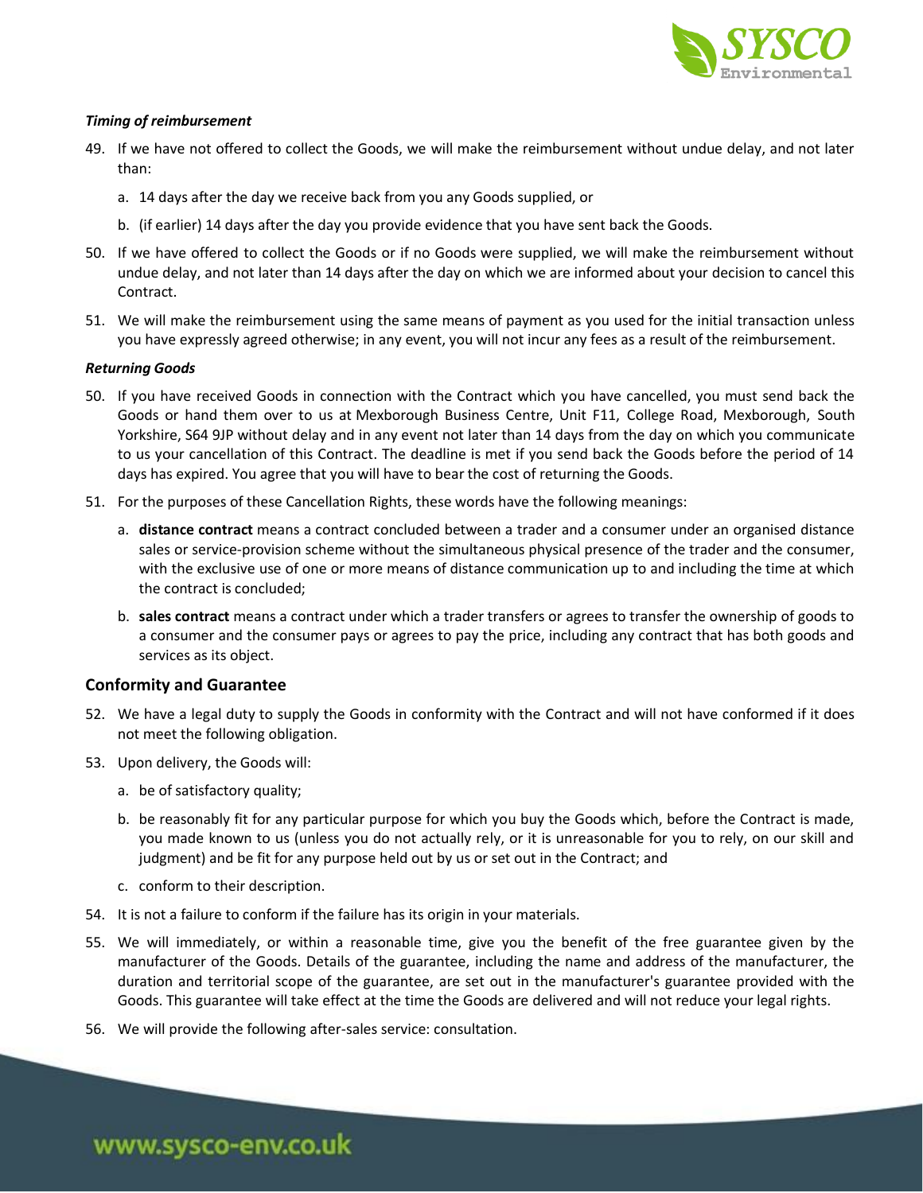***Timing of reimbursement***

49. If we have not offered to collect the Goods, we will make the reimbursement without undue delay, and not later than:

    a. 14 days after the day we receive back from you any Goods supplied, or

    b. (if earlier) 14 days after the day you provide evidence that you have sent back the Goods.

50. If we have offered to collect the Goods or if no Goods were supplied, we will make the reimbursement without undue delay, and not later than 14 days after the day on which we are informed about your decision to cancel this Contract.

51. We will make the reimbursement using the same means of payment as you used for the initial transaction unless you have expressly agreed otherwise; in any event, you will not incur any fees as a result of the reimbursement.

***Returning Goods***

50. If you have received Goods in connection with the Contract which you have cancelled, you must send back the Goods or hand them over to us at Mexborough Business Centre, Unit F11, College Road, Mexborough, South Yorkshire, S64 9JP without delay and in any event not later than 14 days from the day on which you communicate to us your cancellation of this Contract. The deadline is met if you send back the Goods before the period of 14 days has expired. You agree that you will have to bear the cost of returning the Goods.

51. For the purposes of these Cancellation Rights, these words have the following meanings:

    a. **distance contract** means a contract concluded between a trader and a consumer under an organised distance sales or service-provision scheme without the simultaneous physical presence of the trader and the consumer, with the exclusive use of one or more means of distance communication up to and including the time at which the contract is concluded;

    b. **sales contract** means a contract under which a trader transfers or agrees to transfer the ownership of goods to a consumer and the consumer pays or agrees to pay the price, including any contract that has both goods and services as its object.

### Conformity and Guarantee

52. We have a legal duty to supply the Goods in conformity with the Contract and will not have conformed if it does not meet the following obligation.

53. Upon delivery, the Goods will:

    a. be of satisfactory quality;

    b. be reasonably fit for any particular purpose for which you buy the Goods which, before the Contract is made, you made known to us (unless you do not actually rely, or it is unreasonable for you to rely, on our skill and judgment) and be fit for any purpose held out by us or set out in the Contract; and

    c. conform to their description.

54. It is not a failure to conform if the failure has its origin in your materials.

55. We will immediately, or within a reasonable time, give you the benefit of the free guarantee given by the manufacturer of the Goods. Details of the guarantee, including the name and address of the manufacturer, the duration and territorial scope of the guarantee, are set out in the manufacturer's guarantee provided with the Goods. This guarantee will take effect at the time the Goods are delivered and will not reduce your legal rights.

56. We will provide the following after-sales service: consultation.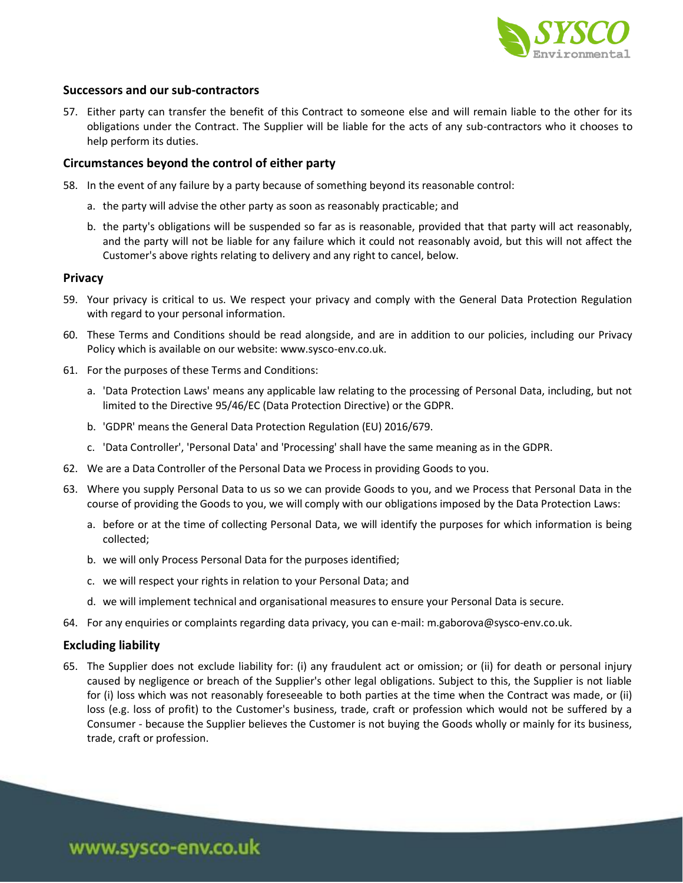### Successors and our sub-contractors

57. Either party can transfer the benefit of this Contract to someone else and will remain liable to the other for its obligations under the Contract. The Supplier will be liable for the acts of any sub-contractors who it chooses to help perform its duties.

### Circumstances beyond the control of either party

58. In the event of any failure by a party because of something beyond its reasonable control:
    a. the party will advise the other party as soon as reasonably practicable; and
    b. the party's obligations will be suspended so far as is reasonable, provided that that party will act reasonably, and the party will not be liable for any failure which it could not reasonably avoid, but this will not affect the Customer's above rights relating to delivery and any right to cancel, below.

### Privacy

59. Your privacy is critical to us. We respect your privacy and comply with the General Data Protection Regulation with regard to your personal information.
60. These Terms and Conditions should be read alongside, and are in addition to our policies, including our Privacy Policy which is available on our website: www.sysco-env.co.uk.
61. For the purposes of these Terms and Conditions:
    a. 'Data Protection Laws' means any applicable law relating to the processing of Personal Data, including, but not limited to the Directive 95/46/EC (Data Protection Directive) or the GDPR.
    b. 'GDPR' means the General Data Protection Regulation (EU) 2016/679.
    c. 'Data Controller', 'Personal Data' and 'Processing' shall have the same meaning as in the GDPR.
62. We are a Data Controller of the Personal Data we Process in providing Goods to you.
63. Where you supply Personal Data to us so we can provide Goods to you, and we Process that Personal Data in the course of providing the Goods to you, we will comply with our obligations imposed by the Data Protection Laws:
    a. before or at the time of collecting Personal Data, we will identify the purposes for which information is being collected;
    b. we will only Process Personal Data for the purposes identified;
    c. we will respect your rights in relation to your Personal Data; and
    d. we will implement technical and organisational measures to ensure your Personal Data is secure.
64. For any enquiries or complaints regarding data privacy, you can e-mail: m.gaborova@sysco-env.co.uk.

### Excluding liability

65. The Supplier does not exclude liability for: (i) any fraudulent act or omission; or (ii) for death or personal injury caused by negligence or breach of the Supplier's other legal obligations. Subject to this, the Supplier is not liable for (i) loss which was not reasonably foreseeable to both parties at the time when the Contract was made, or (ii) loss (e.g. loss of profit) to the Customer's business, trade, craft or profession which would not be suffered by a Consumer - because the Supplier believes the Customer is not buying the Goods wholly or mainly for its business, trade, craft or profession.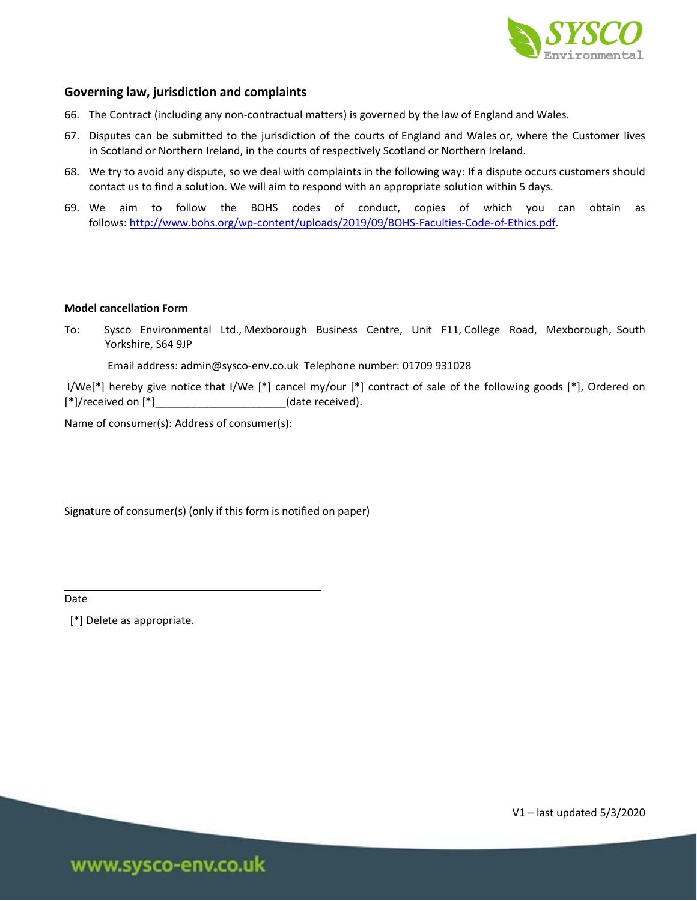## Governing law, jurisdiction and complaints

66. The Contract (including any non-contractual matters) is governed by the law of England and Wales.
67. Disputes can be submitted to the jurisdiction of the courts of England and Wales or, where the Customer lives in Scotland or Northern Ireland, in the courts of respectively Scotland or Northern Ireland.
68. We try to avoid any dispute, so we deal with complaints in the following way: If a dispute occurs customers should contact us to find a solution. We will aim to respond with an appropriate solution within 5 days.
69. We aim to follow the BOHS codes of conduct, copies of which you can obtain as follows: http://www.bohs.org/wp-content/uploads/2019/09/BOHS-Faculties-Code-of-Ethics.pdf.

**Model cancellation Form**

To: Sysco Environmental Ltd., Mexborough Business Centre, Unit F11, College Road, Mexborough, South Yorkshire, S64 9JP

Email address: admin@sysco-env.co.uk Telephone number: 01709 931028

I/We[*] hereby give notice that I/We [*] cancel my/our [*] contract of sale of the following goods [*], Ordered on [*]/received on [*]______________________(date received).

Name of consumer(s): Address of consumer(s):

______________________________

Signature of consumer(s) (only if this form is notified on paper)

______________________________

Date

[*] Delete as appropriate.

V1 – last updated 5/3/2020